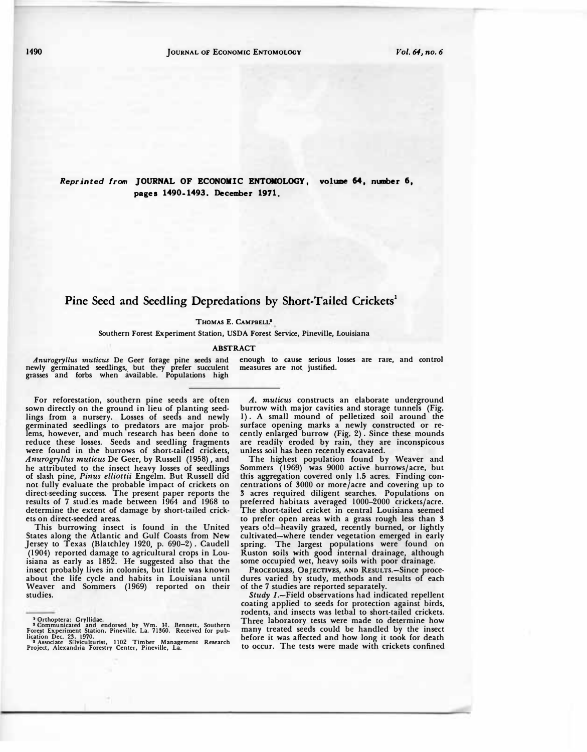Reprinted from **JOURNAL OF ECONOMIC ENTOMOLOGY**, volume 64, number 6, pages 1490-1493. December 1971.

# Pine Seed and Seedling Depredations by Short-Tailed Crickets[1]

THOMAS E. CAMPBELL[2]

Southern Forest Experiment Station, USDA Forest Service, Pineville, Louisiana

## ABSTRACT

*Anurogryllus muticus* De Geer forage pine seeds and newly germinated seedlings, but they prefer succulent grasses and forbs when available. Populations high enough to cause serious losses are rare, and control measures are not justified.

---

For reforestation, southern pine seeds are often sown directly on the ground in lieu of planting seedlings from a nursery. Losses of seeds and newly germinated seedlings to predators are major problems, however, and much research has been done to reduce these losses. Seeds and seedling fragments were found in the burrows of short-tailed crickets, *Anurogryllus muticus* De Geer, by Russell (1958), and he attributed to the insect heavy losses of seedlings of slash pine, *Pinus elliottii* Engelm. But Russell did not fully evaluate the probable impact of crickets on direct-seeding success. The present paper reports the results of 7 studies made between 1964 and 1968 to determine the extent of damage by short-tailed crickets on direct-seeded areas.

This burrowing insect is found in the United States along the Atlantic and Gulf Coasts from New Jersey to Texas (Blatchley 1920, p. 690–2). Caudell (1904) reported damage to agricultural crops in Louisiana as early as 1852. He suggested also that the insect probably lives in colonies, but little was known about the life cycle and habits in Louisiana until Weaver and Sommers (1969) reported on their studies.

*A. muticus* constructs an elaborate underground burrow with major cavities and storage tunnels (Fig. 1). A small mound of pelletized soil around the surface opening marks a newly constructed or recently enlarged burrow (Fig. 2). Since these mounds are readily eroded by rain, they are inconspicous unless soil has been recently excavated.

The highest population found by Weaver and Sommers (1969) was 9000 active burrows/acre, but this aggregation covered only 1.5 acres. Finding concentrations of 3000 or more/acre and covering up to 3 acres required diligent searches. Populations on preferred habitats averaged 1000–2000 crickets/acre. The short-tailed cricket in central Louisiana seemed to prefer open areas with a grass rough less than 3 years old—heavily grazed, recently burned, or lightly cultivated—where tender vegetation emerged in early spring. The largest populations were found on Ruston soils with good internal drainage, although some occupied wet, heavy soils with poor drainage.

PROCEDURES, OBJECTIVES, AND RESULTS.—Since procedures varied by study, methods and results of each of the 7 studies are reported separately.

*Study 1.*—Field observations had indicated repellent coating applied to seeds for protection against birds, rodents, and insects was lethal to short-tailed crickets. Three laboratory tests were made to determine how many treated seeds could be handled by the insect before it was affected and how long it took for death to occur. The tests were made with crickets confined

---

[1] Orthoptera: Gryllidae.

[2] Communicated and endorsed by Wm. H. Bennett, Southern Forest Experiment Station, Pineville, La. 71360. Received for publication Dec. 23, 1970.

[3] Associate Silviculturist, 1102 Timber Management Research Project, Alexandria Forestry Center, Pineville, La.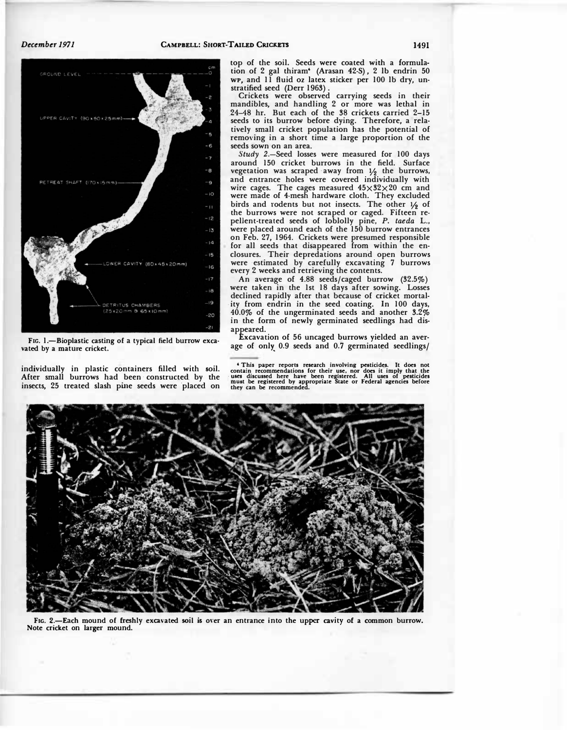Fig. 1.—Bioplastic casting of a typical field burrow excavated by a mature cricket.

individually in plastic containers filled with soil. After small burrows had been constructed by the insects, 25 treated slash pine seeds were placed on top of the soil. Seeds were coated with a formulation of 2 gal thiram[4] (Arasan 42-S), 2 lb endrin 50 WP, and 11 fluid oz latex sticker per 100 lb dry, unstratified seed (Derr 1963).

Crickets were observed carrying seeds in their mandibles, and handling 2 or more was lethal in 24–48 hr. But each of the 38 crickets carried 2–15 seeds to its burrow before dying. Therefore, a relatively small cricket population has the potential of removing in a short time a large proportion of the seeds sown on an area.

*Study 2.*—Seed losses were measured for 100 days around 150 cricket burrows in the field. Surface vegetation was scraped away from ½ the burrows, and entrance holes were covered individually with wire cages. The cages measured 45×32×20 cm and were made of 4-mesh hardware cloth. They excluded birds and rodents but not insects. The other ½ of the burrows were not scraped or caged. Fifteen repellent-treated seeds of loblolly pine, *P. taeda* L., were placed around each of the 150 burrow entrances on Feb. 27, 1964. Crickets were presumed responsible for all seeds that disappeared from within the enclosures. Their depredations around open burrows were estimated by carefully excavating 7 burrows every 2 weeks and retrieving the contents.

An average of 4.88 seeds/caged burrow (32.5%) were taken in the 1st 18 days after sowing. Losses declined rapidly after that because of cricket mortality from endrin in the seed coating. In 100 days, 40.0% of the ungerminated seeds and another 3.2% in the form of newly germinated seedlings had disappeared.

Excavation of 56 uncaged burrows yielded an average of only 0.9 seeds and 0.7 germinated seedlings/

[4] This paper reports research involving pesticides. It does not contain recommendations for their use, nor does it imply that the uses discussed here have been registered. All uses of pesticides must be registered by appropriate State or Federal agencies before they can be recommended.

Fig. 2.—Each mound of freshly excavated soil is over an entrance into the upper cavity of a common burrow. Note cricket on larger mound.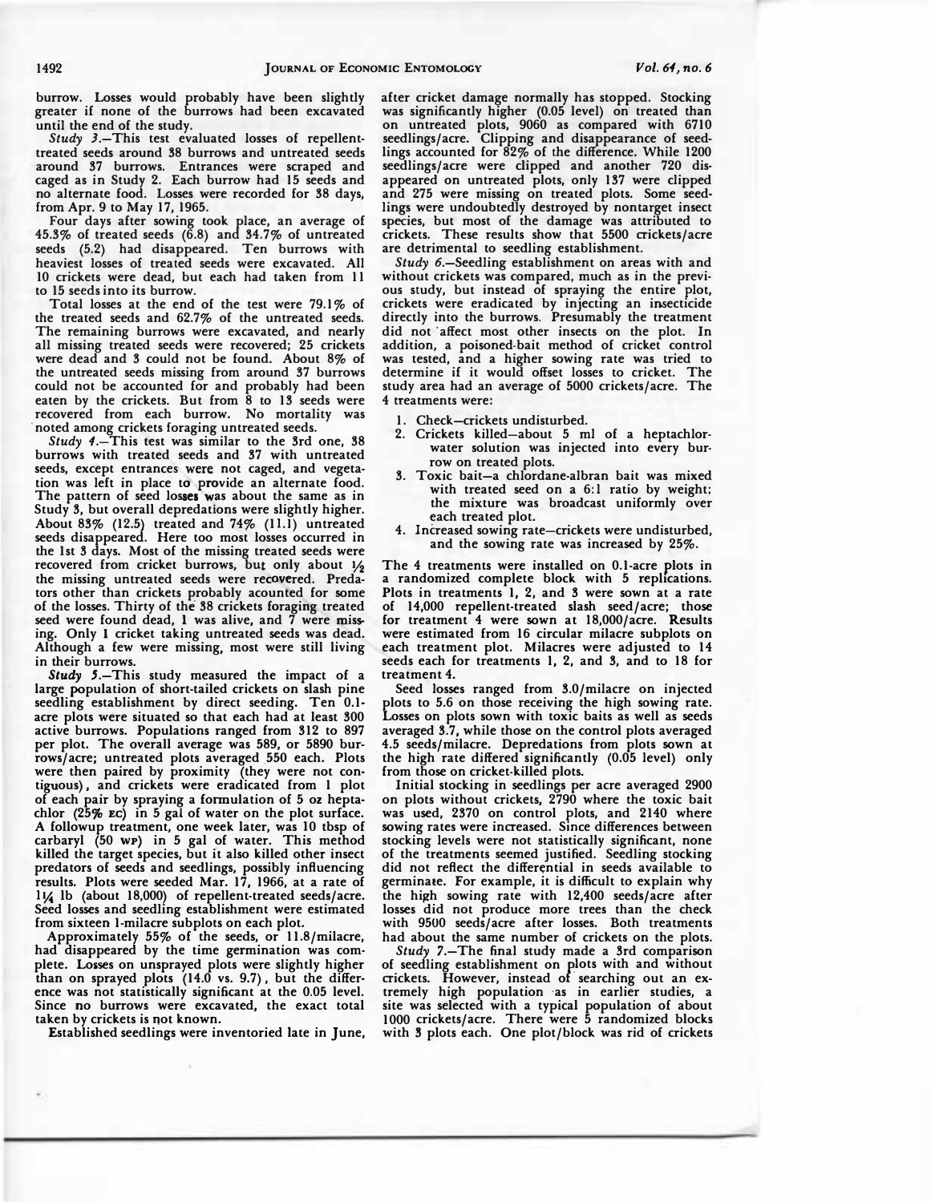burrow. Losses would probably have been slightly greater if none of the burrows had been excavated until the end of the study.

*Study 3*.—This test evaluated losses of repellent-treated seeds around 38 burrows and untreated seeds around 37 burrows. Entrances were scraped and caged as in Study 2. Each burrow had 15 seeds and no alternate food. Losses were recorded for 38 days, from Apr. 9 to May 17, 1965.

Four days after sowing took place, an average of 45.3% of treated seeds (6.8) and 34.7% of untreated seeds (5.2) had disappeared. Ten burrows with heaviest losses of treated seeds were excavated. All 10 crickets were dead, but each had taken from 11 to 15 seeds into its burrow.

Total losses at the end of the test were 79.1% of the treated seeds and 62.7% of the untreated seeds. The remaining burrows were excavated, and nearly all missing treated seeds were recovered; 25 crickets were dead and 3 could not be found. About 8% of the untreated seeds missing from around 37 burrows could not be accounted for and probably had been eaten by the crickets. But from 8 to 13 seeds were recovered from each burrow. No mortality was noted among crickets foraging untreated seeds.

*Study 4*.—This test was similar to the 3rd one, 38 burrows with treated seeds and 37 with untreated seeds, except entrances were not caged, and vegetation was left in place to provide an alternate food. The pattern of seed losses was about the same as in Study 3, but overall depredations were slightly higher. About 83% (12.5) treated and 74% (11.1) untreated seeds disappeared. Here too most losses occurred in the 1st 3 days. Most of the missing treated seeds were recovered from cricket burrows, but only about ½ the missing untreated seeds were recovered. Predators other than crickets probably acounted for some of the losses. Thirty of the 38 crickets foraging treated seed were found dead, 1 was alive, and 7 were missing. Only 1 cricket taking untreated seeds was dead. Although a few were missing, most were still living in their burrows.

*Study 5*.—This study measured the impact of a large population of short-tailed crickets on slash pine seedling establishment by direct seeding. Ten 0.1-acre plots were situated so that each had at least 300 active burrows. Populations ranged from 312 to 897 per plot. The overall average was 589, or 5890 burrows/acre; untreated plots averaged 550 each. Plots were then paired by proximity (they were not contiguous), and crickets were eradicated from 1 plot of each pair by spraying a formulation of 5 oz heptachlor (25% EC) in 5 gal of water on the plot surface. A followup treatment, one week later, was 10 tbsp of carbaryl (50 WP) in 5 gal of water. This method killed the target species, but it also killed other insect predators of seeds and seedlings, possibly influencing results. Plots were seeded Mar. 17, 1966, at a rate of 1¼ lb (about 18,000) of repellent-treated seeds/acre. Seed losses and seedling establishment were estimated from sixteen 1-milacre subplots on each plot.

Approximately 55% of the seeds, or 11.8/milacre, had disappeared by the time germination was complete. Losses on unsprayed plots were slightly higher than on sprayed plots (14.0 vs. 9.7), but the difference was not statistically significant at the 0.05 level. Since no burrows were excavated, the exact total taken by crickets is not known.

Established seedlings were inventoried late in June, after cricket damage normally has stopped. Stocking was significantly higher (0.05 level) on treated than on untreated plots, 9060 as compared with 6710 seedlings/acre. Clipping and disappearance of seedlings accounted for 82% of the difference. While 1200 seedlings/acre were clipped and another 720 disappeared on untreated plots, only 137 were clipped and 275 were missing on treated plots. Some seedlings were undoubtedly destroyed by nontarget insect species, but most of the damage was attributed to crickets. These results show that 5500 crickets/acre are detrimental to seedling establishment.

*Study 6*.—Seedling establishment on areas with and without crickets was compared, much as in the previous study, but instead of spraying the entire plot, crickets were eradicated by injecting an insecticide directly into the burrows. Presumably the treatment did not affect most other insects on the plot. In addition, a poisoned-bait method of cricket control was tested, and a higher sowing rate was tried to determine if it would offset losses to cricket. The study area had an average of 5000 crickets/acre. The 4 treatments were:

1. Check—crickets undisturbed.
2. Crickets killed—about 5 ml of a heptachlor-water solution was injected into every burrow on treated plots.
3. Toxic bait—a chlordane-albran bait was mixed with treated seed on a 6:1 ratio by weight; the mixture was broadcast uniformly over each treated plot.
4. Increased sowing rate—crickets were undisturbed, and the sowing rate was increased by 25%.

The 4 treatments were installed on 0.1-acre plots in a randomized complete block with 5 replications. Plots in treatments 1, 2, and 3 were sown at a rate of 14,000 repellent-treated slash seed/acre; those for treatment 4 were sown at 18,000/acre. Results were estimated from 16 circular milacre subplots on each treatment plot. Milacres were adjusted to 14 seeds each for treatments 1, 2, and 3, and to 18 for treatment 4.

Seed losses ranged from 3.0/milacre on injected plots to 5.6 on those receiving the high sowing rate. Losses on plots sown with toxic baits as well as seeds averaged 3.7, while those on the control plots averaged 4.5 seeds/milacre. Depredations from plots sown at the high rate differed significantly (0.05 level) only from those on cricket-killed plots.

Initial stocking in seedlings per acre averaged 2900 on plots without crickets, 2790 where the toxic bait was used, 2370 on control plots, and 2140 where sowing rates were increased. Since differences between stocking levels were not statistically significant, none of the treatments seemed justified. Seedling stocking did not reflect the differential in seeds available to germinate. For example, it is difficult to explain why the high sowing rate with 12,400 seeds/acre after losses did not produce more trees than the check with 9500 seeds/acre after losses. Both treatments had about the same number of crickets on the plots.

*Study 7*.—The final study made a 3rd comparison of seedling establishment on plots with and without crickets. However, instead of searching out an extremely high population as in earlier studies, a site was selected with a typical population of about 1000 crickets/acre. There were 5 randomized blocks with 3 plots each. One plot/block was rid of crickets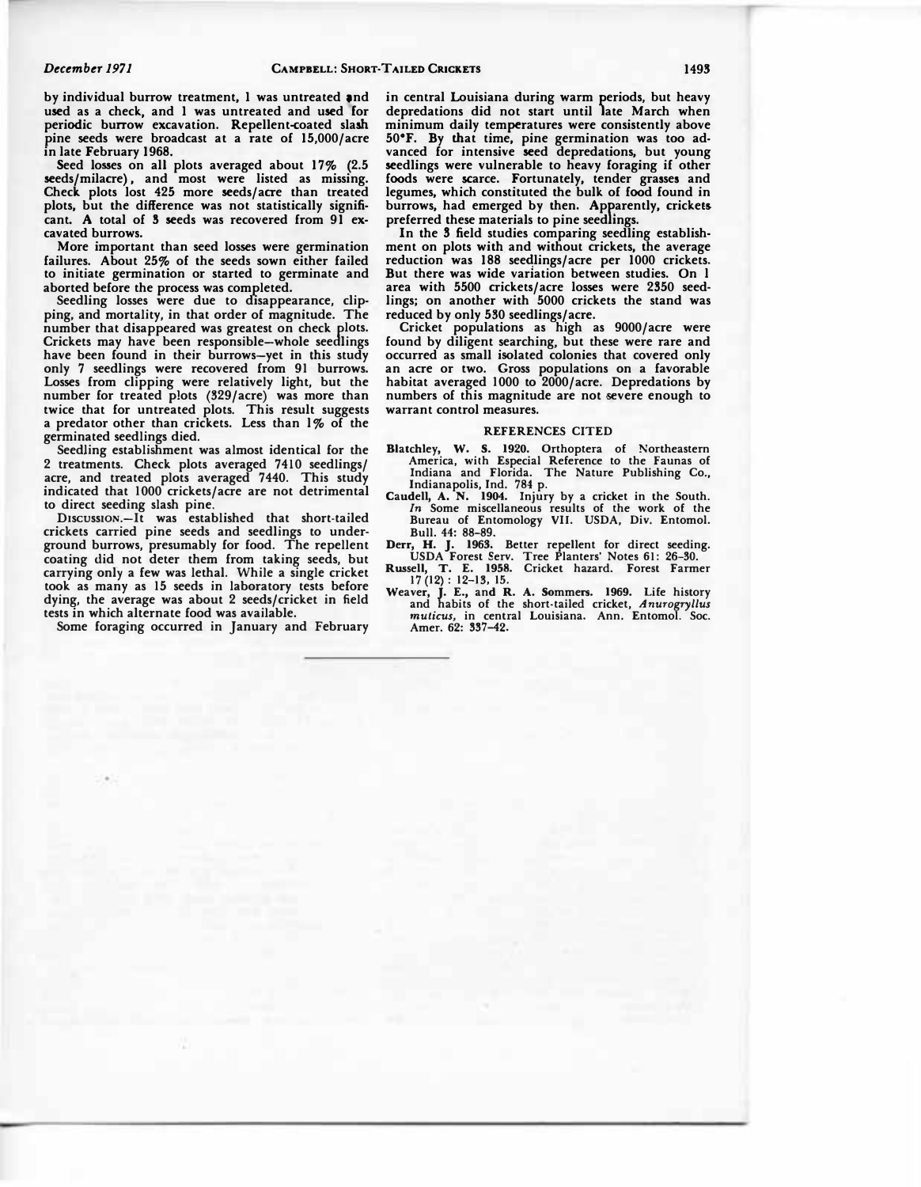by individual burrow treatment, 1 was untreated and used as a check, and 1 was untreated and used for periodic burrow excavation. Repellent-coated slash pine seeds were broadcast at a rate of 15,000/acre in late February 1968.

Seed losses on all plots averaged about 17% (2.5 seeds/milacre), and most were listed as missing. Check plots lost 425 more seeds/acre than treated plots, but the difference was not statistically significant. A total of 3 seeds was recovered from 91 excavated burrows.

More important than seed losses were germination failures. About 25% of the seeds sown either failed to initiate germination or started to germinate and aborted before the process was completed.

Seedling losses were due to disappearance, clipping, and mortality, in that order of magnitude. The number that disappeared was greatest on check plots. Crickets may have been responsible—whole seedlings have been found in their burrows—yet in this study only 7 seedlings were recovered from 91 burrows. Losses from clipping were relatively light, but the number for treated plots (329/acre) was more than twice that for untreated plots. This result suggests a predator other than crickets. Less than 1% of the germinated seedlings died.

Seedling establishment was almost identical for the 2 treatments. Check plots averaged 7410 seedlings/acre, and treated plots averaged 7440. This study indicated that 1000 crickets/acre are not detrimental to direct seeding slash pine.

Discussion.—It was established that short-tailed crickets carried pine seeds and seedlings to underground burrows, presumably for food. The repellent coating did not deter them from taking seeds, but carrying only a few was lethal. While a single cricket took as many as 15 seeds in laboratory tests before dying, the average was about 2 seeds/cricket in field tests in which alternate food was available.

Some foraging occurred in January and February in central Louisiana during warm periods, but heavy depredations did not start until late March when minimum daily temperatures were consistently above 50°F. By that time, pine germination was too advanced for intensive seed depredations, but young seedlings were vulnerable to heavy foraging if other foods were scarce. Fortunately, tender grasses and legumes, which constituted the bulk of food found in burrows, had emerged by then. Apparently, crickets preferred these materials to pine seedlings.

In the 3 field studies comparing seedling establishment on plots with and without crickets, the average reduction was 188 seedlings/acre per 1000 crickets. But there was wide variation between studies. On 1 area with 5500 crickets/acre losses were 2350 seedlings; on another with 5000 crickets the stand was reduced by only 530 seedlings/acre.

Cricket populations as high as 9000/acre were found by diligent searching, but these were rare and occurred as small isolated colonies that covered only an acre or two. Gross populations on a favorable habitat averaged 1000 to 2000/acre. Depredations by numbers of this magnitude are not severe enough to warrant control measures.

## REFERENCES CITED

**Blatchley, W. S. 1920.** Orthoptera of Northeastern America, with Especial Reference to the Faunas of Indiana and Florida. The Nature Publishing Co., Indianapolis, Ind. 784 p.

**Caudell, A. N. 1904.** Injury by a cricket in the South. *In* Some miscellaneous results of the work of the Bureau of Entomology VII. USDA, Div. Entomol. Bull. 44: 88–89.

**Derr, H. J. 1963.** Better repellent for direct seeding. USDA Forest Serv. Tree Planters' Notes 61: 26–30.

**Russell, T. E. 1958.** Cricket hazard. Forest Farmer 17(12): 12–13, 15.

**Weaver, J. E., and R. A. Sommers. 1969.** Life history and habits of the short-tailed cricket, *Anurogryllus muticus*, in central Louisiana. Ann. Entomol. Soc. Amer. 62: 337–42.